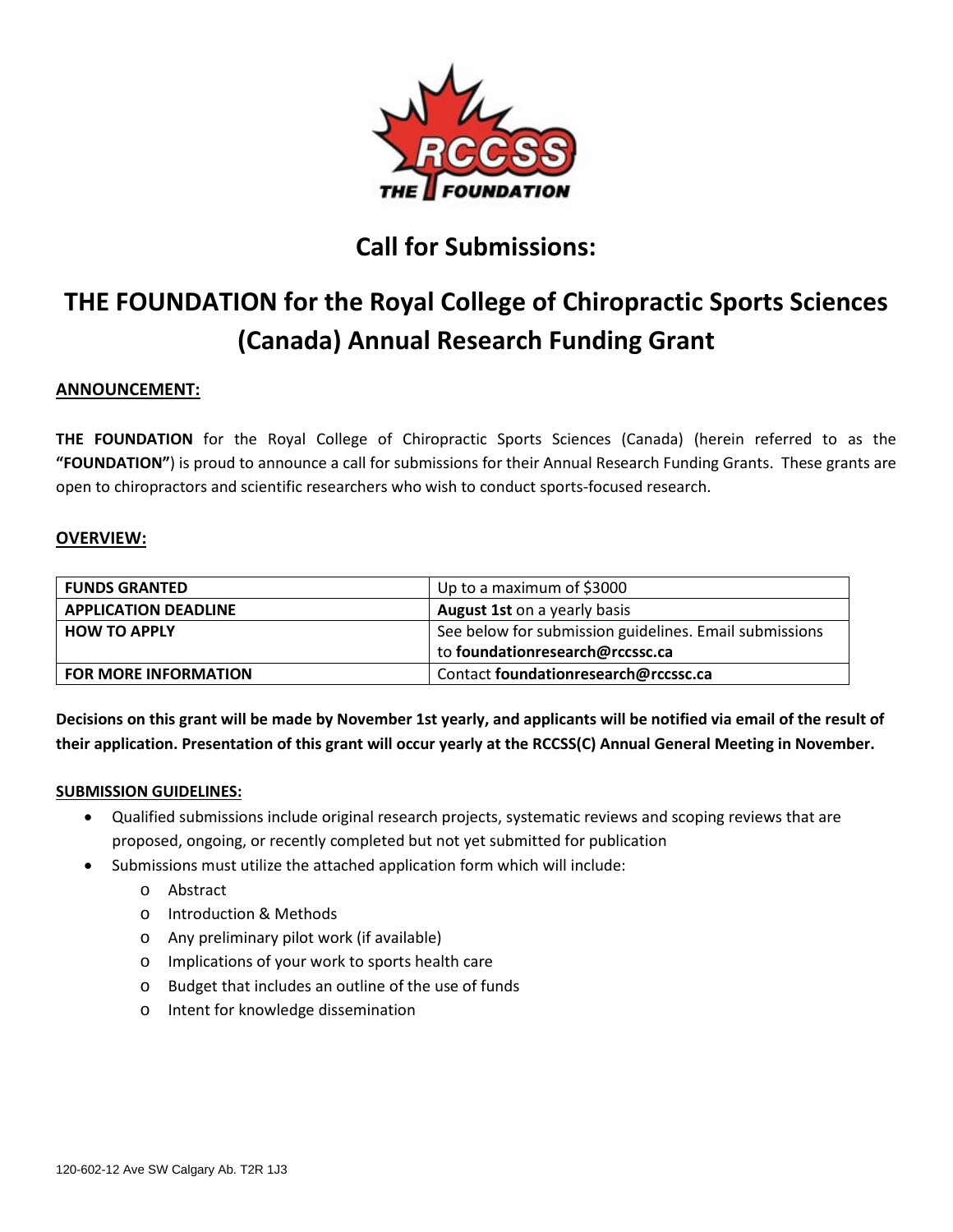# Call for Submissions:

# THE FOUNDATION for the Royal College of Chiropractic Sports Sciences (Canada) Annual Research Funding Grant

**ANNOUNCEMENT:**

**THE FOUNDATION** for the Royal College of Chiropractic Sports Sciences (Canada) (herein referred to as the **"FOUNDATION"**) is proud to announce a call for submissions for their Annual Research Funding Grants. These grants are open to chiropractors and scientific researchers who wish to conduct sports-focused research.

**OVERVIEW:**

| **FUNDS GRANTED** | Up to a maximum of $3000 |
|---|---|
| **APPLICATION DEADLINE** | **August 1st** on a yearly basis |
| **HOW TO APPLY** | See below for submission guidelines. Email submissions to **foundationresearch@rccssc.ca** |
| **FOR MORE INFORMATION** | Contact **foundationresearch@rccssc.ca** |

**Decisions on this grant will be made by November 1st yearly, and applicants will be notified via email of the result of their application. Presentation of this grant will occur yearly at the RCCSS(C) Annual General Meeting in November.**

**SUBMISSION GUIDELINES:**

- Qualified submissions include original research projects, systematic reviews and scoping reviews that are proposed, ongoing, or recently completed but not yet submitted for publication
- Submissions must utilize the attached application form which will include:
  - Abstract
  - Introduction & Methods
  - Any preliminary pilot work (if available)
  - Implications of your work to sports health care
  - Budget that includes an outline of the use of funds
  - Intent for knowledge dissemination

120-602-12 Ave SW Calgary Ab. T2R 1J3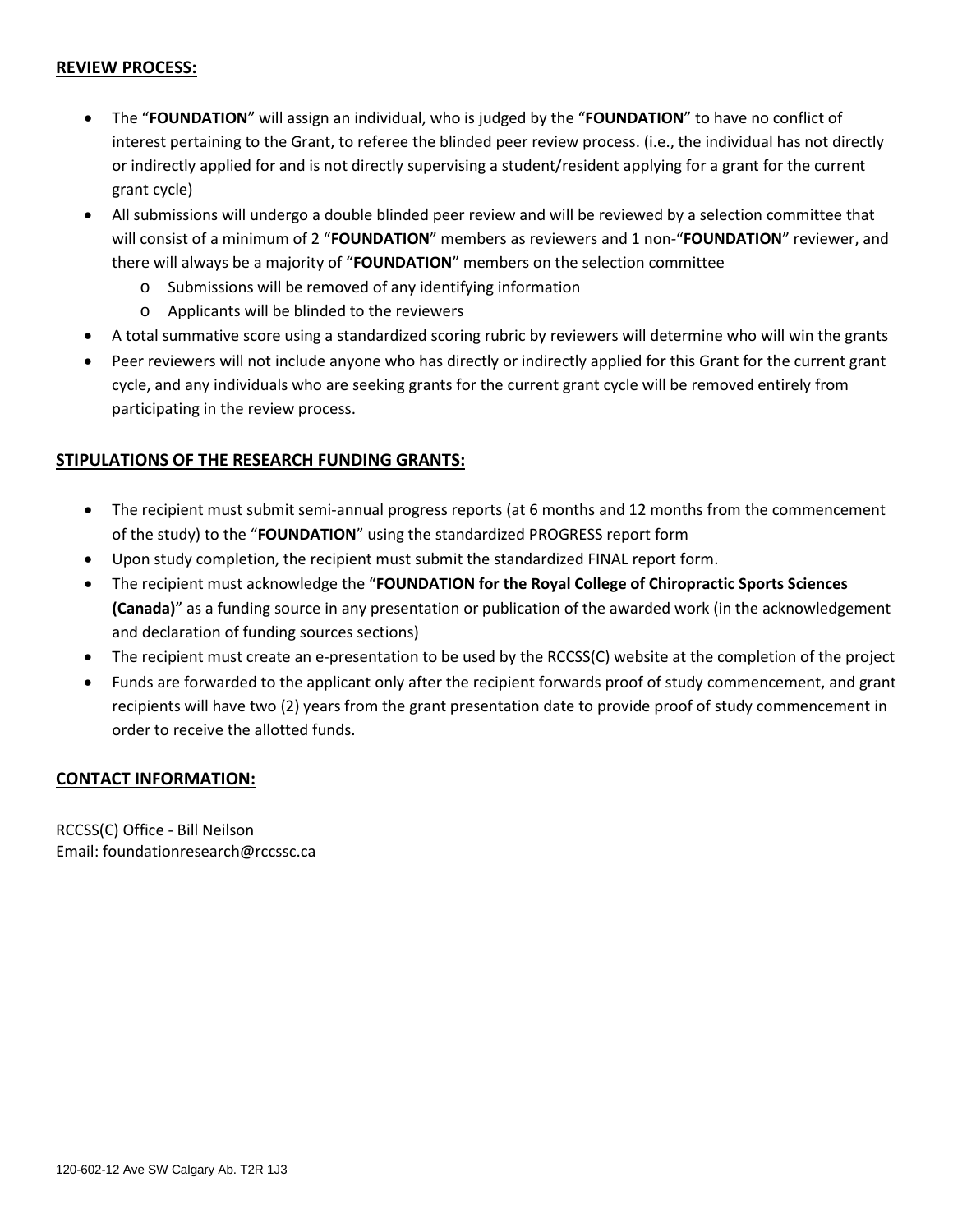## **REVIEW PROCESS:**

- The "**FOUNDATION**" will assign an individual, who is judged by the "**FOUNDATION**" to have no conflict of interest pertaining to the Grant, to referee the blinded peer review process. (i.e., the individual has not directly or indirectly applied for and is not directly supervising a student/resident applying for a grant for the current grant cycle)
- All submissions will undergo a double blinded peer review and will be reviewed by a selection committee that will consist of a minimum of 2 "**FOUNDATION**" members as reviewers and 1 non-"**FOUNDATION**" reviewer, and there will always be a majority of "**FOUNDATION**" members on the selection committee
  - Submissions will be removed of any identifying information
  - Applicants will be blinded to the reviewers
- A total summative score using a standardized scoring rubric by reviewers will determine who will win the grants
- Peer reviewers will not include anyone who has directly or indirectly applied for this Grant for the current grant cycle, and any individuals who are seeking grants for the current grant cycle will be removed entirely from participating in the review process.

## **STIPULATIONS OF THE RESEARCH FUNDING GRANTS:**

- The recipient must submit semi-annual progress reports (at 6 months and 12 months from the commencement of the study) to the "**FOUNDATION**" using the standardized PROGRESS report form
- Upon study completion, the recipient must submit the standardized FINAL report form.
- The recipient must acknowledge the "**FOUNDATION for the Royal College of Chiropractic Sports Sciences (Canada)**" as a funding source in any presentation or publication of the awarded work (in the acknowledgement and declaration of funding sources sections)
- The recipient must create an e-presentation to be used by the RCCSS(C) website at the completion of the project
- Funds are forwarded to the applicant only after the recipient forwards proof of study commencement, and grant recipients will have two (2) years from the grant presentation date to provide proof of study commencement in order to receive the allotted funds.

## **CONTACT INFORMATION:**

RCCSS(C) Office - Bill Neilson
Email: foundationresearch@rccssc.ca

120-602-12 Ave SW Calgary Ab. T2R 1J3